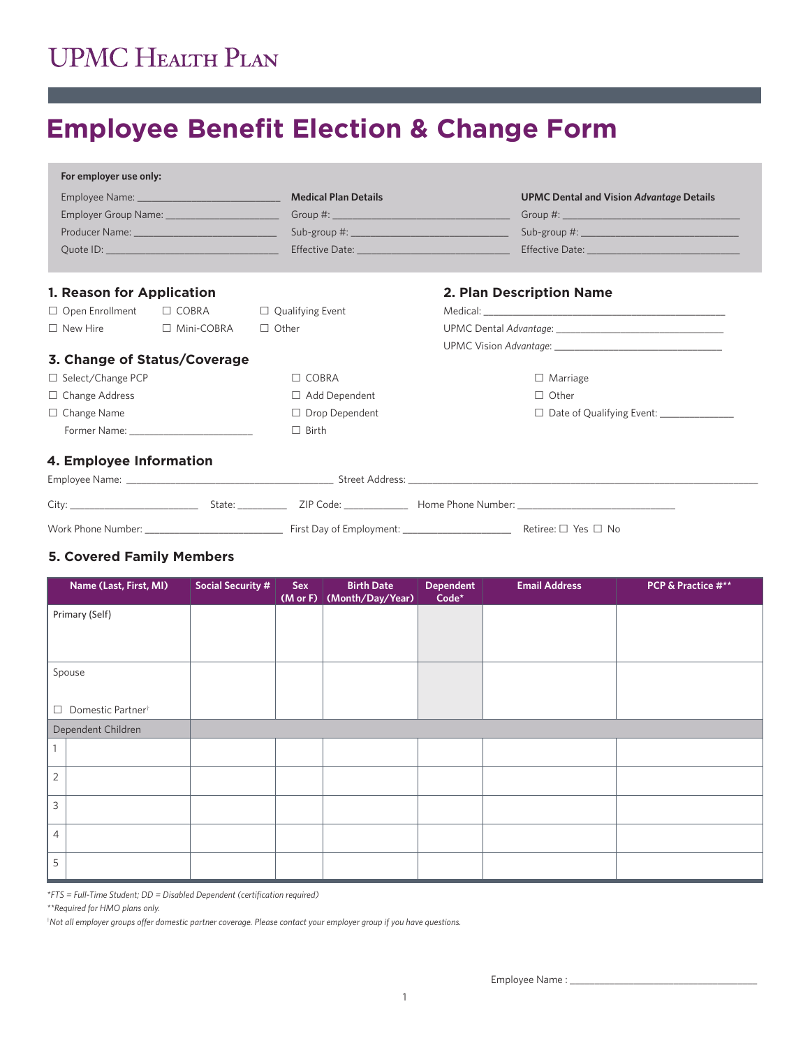# UPMC Health Plan

# Employee Benefit Election & Change Form

**For employer use only:**

Employee Name: ___________________________

Employer Group Name: ______________________

Producer Name: ___________________________

Quote ID: ________________________________

**Medical Plan Details**

Group #: ________________________________

Sub-group #: _____________________________

Effective Date: ___________________________

**UPMC Dental and Vision *Advantage* Details**

Group #: ________________________________

Sub-group #: _____________________________

Effective Date: ___________________________

## 1. Reason for Application

☐ Open Enrollment ☐ COBRA ☐ Qualifying Event

☐ New Hire ☐ Mini-COBRA ☐ Other

## 2. Plan Description Name

Medical: ___________________________________________

UPMC Dental *Advantage*: _______________________________

UPMC Vision *Advantage*: _______________________________

## 3. Change of Status/Coverage

☐ Select/Change PCP

☐ Change Address

☐ Change Name

Former Name: ______________________

☐ COBRA

☐ Add Dependent

☐ Drop Dependent

☐ Birth

☐ Marriage

☐ Other

☐ Date of Qualifying Event: ______________

## 4. Employee Information

Employee Name: _____________________________________ Street Address: _______________________________________________

City: ______________________ State: _________ ZIP Code: ____________ Home Phone Number: ____________________________

Work Phone Number: _________________________ First Day of Employment: ___________________ Retiree: ☐ Yes ☐ No

## 5. Covered Family Members

| Name (Last, First, MI) | | Social Security # | Sex (M or F) | Birth Date (Month/Day/Year) | Dependent Code* | Email Address | PCP & Practice #** |
|---|---|---|---|---|---|---|---|
| Primary (Self) | | | | | | | |
| Spouse<br>☐ Domestic Partner[†] | | | | | | | |
| Dependent Children | | | | | | | |
| 1 | | | | | | | |
| 2 | | | | | | | |
| 3 | | | | | | | |
| 4 | | | | | | | |
| 5 | | | | | | | |

*\*FTS = Full-Time Student; DD = Disabled Dependent (certification required)*

*\*\*Required for HMO plans only.*

*[†]Not all employer groups offer domestic partner coverage. Please contact your employer group if you have questions.*

Employee Name : ___________________________________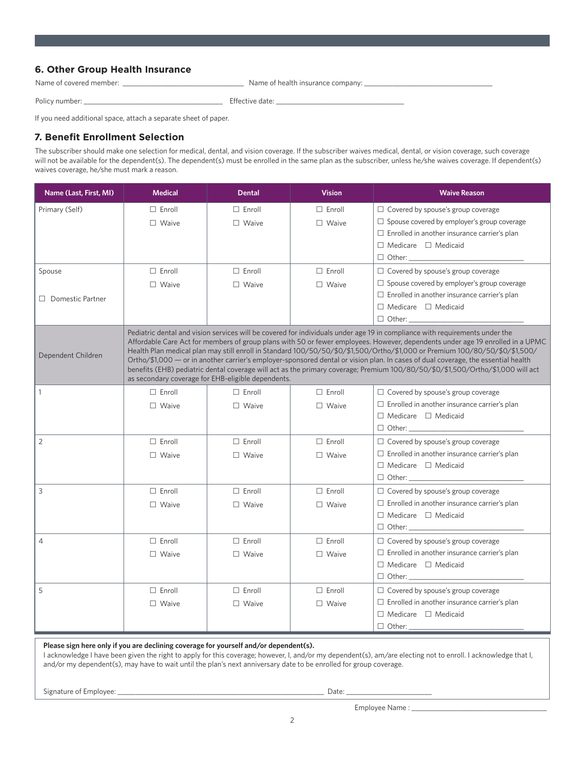## 6. Other Group Health Insurance

Name of covered member: ______________________________ Name of health insurance company: ________________________________

Policy number: ___________________________________ Effective date: ________________________________

If you need additional space, attach a separate sheet of paper.

## 7. Benefit Enrollment Selection

The subscriber should make one selection for medical, dental, and vision coverage. If the subscriber waives medical, dental, or vision coverage, such coverage will not be available for the dependent(s). The dependent(s) must be enrolled in the same plan as the subscriber, unless he/she waives coverage. If dependent(s) waives coverage, he/she must mark a reason.

| Name (Last, First, MI) | Medical | Dental | Vision | Waive Reason |
|---|---|---|---|---|
| Primary (Self) | ☐ Enroll<br>☐ Waive | ☐ Enroll<br>☐ Waive | ☐ Enroll<br>☐ Waive | ☐ Covered by spouse's group coverage<br>☐ Spouse covered by employer's group coverage<br>☐ Enrolled in another insurance carrier's plan<br>☐ Medicare ☐ Medicaid<br>☐ Other: ____________________________ |
| Spouse<br>☐ Domestic Partner | ☐ Enroll<br>☐ Waive | ☐ Enroll<br>☐ Waive | ☐ Enroll<br>☐ Waive | ☐ Covered by spouse's group coverage<br>☐ Spouse covered by employer's group coverage<br>☐ Enrolled in another insurance carrier's plan<br>☐ Medicare ☐ Medicaid<br>☐ Other: ____________________________ |
| Dependent Children | Pediatric dental and vision services will be covered for individuals under age 19 in compliance with requirements under the Affordable Care Act for members of group plans with 50 or fewer employees. However, dependents under age 19 enrolled in a UPMC Health Plan medical plan may still enroll in Standard 100/50/50/$0/$1,500/Ortho/$1,000 or Premium 100/80/50/$0/$1,500/Ortho/$1,000 — or in another carrier's employer-sponsored dental or vision plan. In cases of dual coverage, the essential health benefits (EHB) pediatric dental coverage will act as the primary coverage; Premium 100/80/50/$0/$1,500/Ortho/$1,000 will act as secondary coverage for EHB-eligible dependents. | | | |
| 1 | ☐ Enroll<br>☐ Waive | ☐ Enroll<br>☐ Waive | ☐ Enroll<br>☐ Waive | ☐ Covered by spouse's group coverage<br>☐ Enrolled in another insurance carrier's plan<br>☐ Medicare ☐ Medicaid<br>☐ Other: ____________________________ |
| 2 | ☐ Enroll<br>☐ Waive | ☐ Enroll<br>☐ Waive | ☐ Enroll<br>☐ Waive | ☐ Covered by spouse's group coverage<br>☐ Enrolled in another insurance carrier's plan<br>☐ Medicare ☐ Medicaid<br>☐ Other: ____________________________ |
| 3 | ☐ Enroll<br>☐ Waive | ☐ Enroll<br>☐ Waive | ☐ Enroll<br>☐ Waive | ☐ Covered by spouse's group coverage<br>☐ Enrolled in another insurance carrier's plan<br>☐ Medicare ☐ Medicaid<br>☐ Other: ____________________________ |
| 4 | ☐ Enroll<br>☐ Waive | ☐ Enroll<br>☐ Waive | ☐ Enroll<br>☐ Waive | ☐ Covered by spouse's group coverage<br>☐ Enrolled in another insurance carrier's plan<br>☐ Medicare ☐ Medicaid<br>☐ Other: ____________________________ |
| 5 | ☐ Enroll<br>☐ Waive | ☐ Enroll<br>☐ Waive | ☐ Enroll<br>☐ Waive | ☐ Covered by spouse's group coverage<br>☐ Enrolled in another insurance carrier's plan<br>☐ Medicare ☐ Medicaid<br>☐ Other: ____________________________ |

**Please sign here only if you are declining coverage for yourself and/or dependent(s).**
I acknowledge I have been given the right to apply for this coverage; however, I, and/or my dependent(s), am/are electing not to enroll. I acknowledge that I, and/or my dependent(s), may have to wait until the plan's next anniversary date to be enrolled for group coverage.

Signature of Employee: ________________________________________________ Date: ____________________

Employee Name : ___________________________________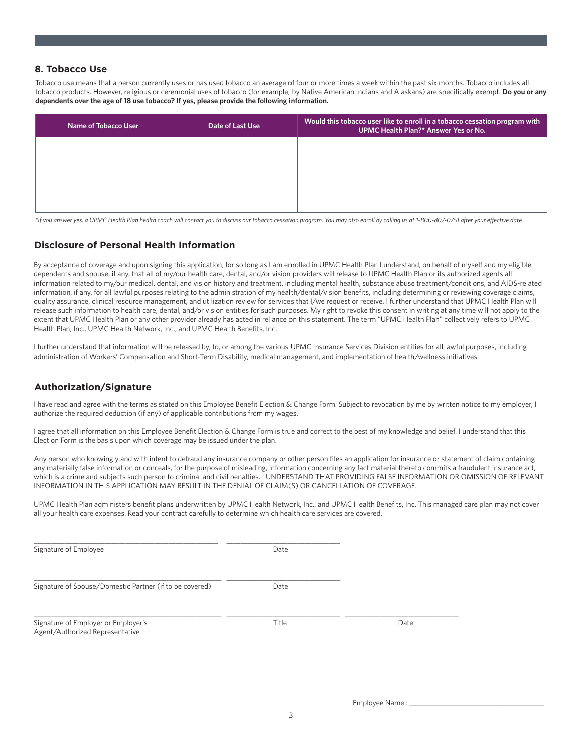## 8. Tobacco Use

Tobacco use means that a person currently uses or has used tobacco an average of four or more times a week within the past six months. Tobacco includes all tobacco products. However, religious or ceremonial uses of tobacco (for example, by Native American Indians and Alaskans) are specifically exempt. **Do you or any dependents over the age of 18 use tobacco? If yes, please provide the following information.**

| Name of Tobacco User | Date of Last Use | Would this tobacco user like to enroll in a tobacco cessation program with UPMC Health Plan?* Answer Yes or No. |
| --- | --- | --- |
| | | |

*If you answer yes, a UPMC Health Plan health coach will contact you to discuss our tobacco cessation program. You may also enroll by calling us at 1-800-807-0751 after your effective date.*

## Disclosure of Personal Health Information

By acceptance of coverage and upon signing this application, for so long as I am enrolled in UPMC Health Plan I understand, on behalf of myself and my eligible dependents and spouse, if any, that all of my/our health care, dental, and/or vision providers will release to UPMC Health Plan or its authorized agents all information related to my/our medical, dental, and vision history and treatment, including mental health, substance abuse treatment/conditions, and AIDS-related information, if any, for all lawful purposes relating to the administration of my health/dental/vision benefits, including determining or reviewing coverage claims, quality assurance, clinical resource management, and utilization review for services that I/we request or receive. I further understand that UPMC Health Plan will release such information to health care, dental, and/or vision entities for such purposes. My right to revoke this consent in writing at any time will not apply to the extent that UPMC Health Plan or any other provider already has acted in reliance on this statement. The term "UPMC Health Plan" collectively refers to UPMC Health Plan, Inc., UPMC Health Network, Inc., and UPMC Health Benefits, Inc.

I further understand that information will be released by, to, or among the various UPMC Insurance Services Division entities for all lawful purposes, including administration of Workers' Compensation and Short-Term Disability, medical management, and implementation of health/wellness initiatives.

## Authorization/Signature

I have read and agree with the terms as stated on this Employee Benefit Election & Change Form. Subject to revocation by me by written notice to my employer, I authorize the required deduction (if any) of applicable contributions from my wages.

I agree that all information on this Employee Benefit Election & Change Form is true and correct to the best of my knowledge and belief. I understand that this Election Form is the basis upon which coverage may be issued under the plan.

Any person who knowingly and with intent to defraud any insurance company or other person files an application for insurance or statement of claim containing any materially false information or conceals, for the purpose of misleading, information concerning any fact material thereto commits a fraudulent insurance act, which is a crime and subjects such person to criminal and civil penalties. I UNDERSTAND THAT PROVIDING FALSE INFORMATION OR OMISSION OF RELEVANT INFORMATION IN THIS APPLICATION MAY RESULT IN THE DENIAL OF CLAIM(S) OR CANCELLATION OF COVERAGE.

UPMC Health Plan administers benefit plans underwritten by UPMC Health Network, Inc., and UPMC Health Benefits, Inc. This managed care plan may not cover all your health care expenses. Read your contract carefully to determine which health care services are covered.

______________________________ ______________________
Signature of Employee Date

______________________________ ______________________
Signature of Spouse/Domestic Partner (if to be covered) Date

______________________________ ______________________ ______________________
Signature of Employer or Employer's Agent/Authorized Representative Title Date

Employee Name : ______________________________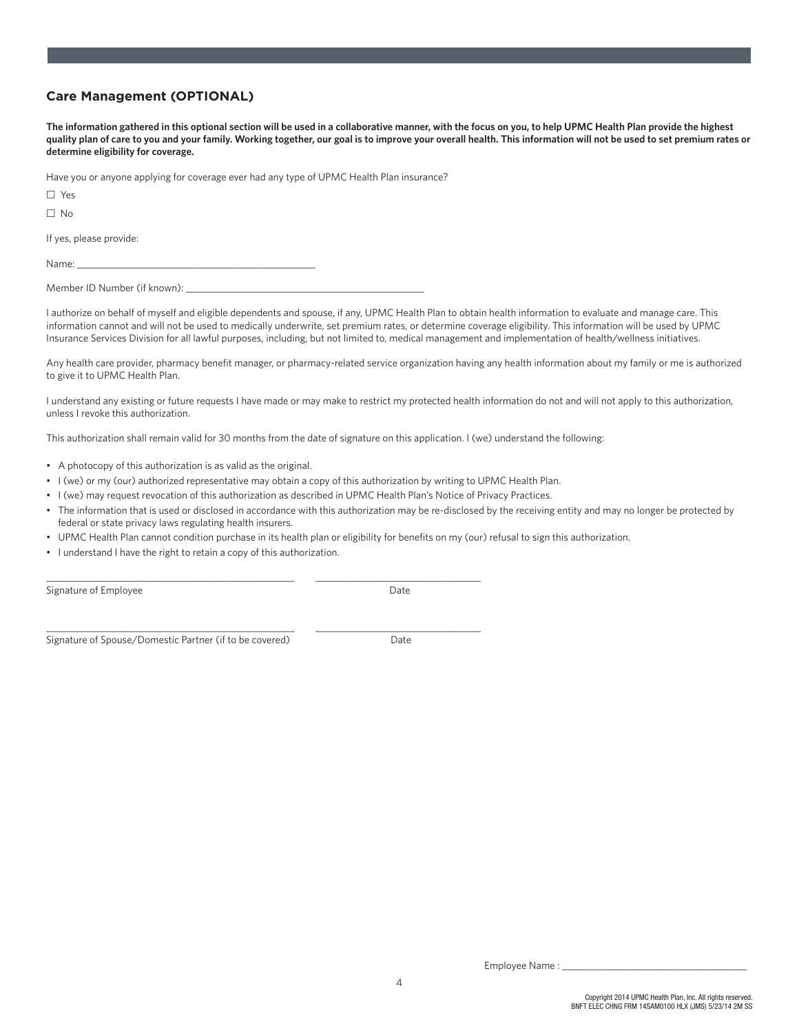## Care Management (OPTIONAL)

**The information gathered in this optional section will be used in a collaborative manner, with the focus on you, to help UPMC Health Plan provide the highest quality plan of care to you and your family. Working together, our goal is to improve your overall health. This information will not be used to set premium rates or determine eligibility for coverage.**

Have you or anyone applying for coverage ever had any type of UPMC Health Plan insurance?

☐ Yes

☐ No

If yes, please provide:

Name: _______________________________________________

Member ID Number (if known): _______________________________________________

I authorize on behalf of myself and eligible dependents and spouse, if any, UPMC Health Plan to obtain health information to evaluate and manage care. This information cannot and will not be used to medically underwrite, set premium rates, or determine coverage eligibility. This information will be used by UPMC Insurance Services Division for all lawful purposes, including, but not limited to, medical management and implementation of health/wellness initiatives.

Any health care provider, pharmacy benefit manager, or pharmacy-related service organization having any health information about my family or me is authorized to give it to UPMC Health Plan.

I understand any existing or future requests I have made or may make to restrict my protected health information do not and will not apply to this authorization, unless I revoke this authorization.

This authorization shall remain valid for 30 months from the date of signature on this application. I (we) understand the following:

- A photocopy of this authorization is as valid as the original.
- I (we) or my (our) authorized representative may obtain a copy of this authorization by writing to UPMC Health Plan.
- I (we) may request revocation of this authorization as described in UPMC Health Plan's Notice of Privacy Practices.
- The information that is used or disclosed in accordance with this authorization may be re-disclosed by the receiving entity and may no longer be protected by federal or state privacy laws regulating health insurers.
- UPMC Health Plan cannot condition purchase in its health plan or eligibility for benefits on my (our) refusal to sign this authorization.
- I understand I have the right to retain a copy of this authorization.

_______________________________________________ _______________________________

Signature of Employee Date

_______________________________________________ _______________________________

Signature of Spouse/Domestic Partner (if to be covered) Date

Employee Name : _____________________________________

Copyright 2014 UPMC Health Plan, Inc. All rights reserved.
BNFT ELEC CHNG FRM 14SAM0100 HLX (JMS) 5/23/14 2M SS